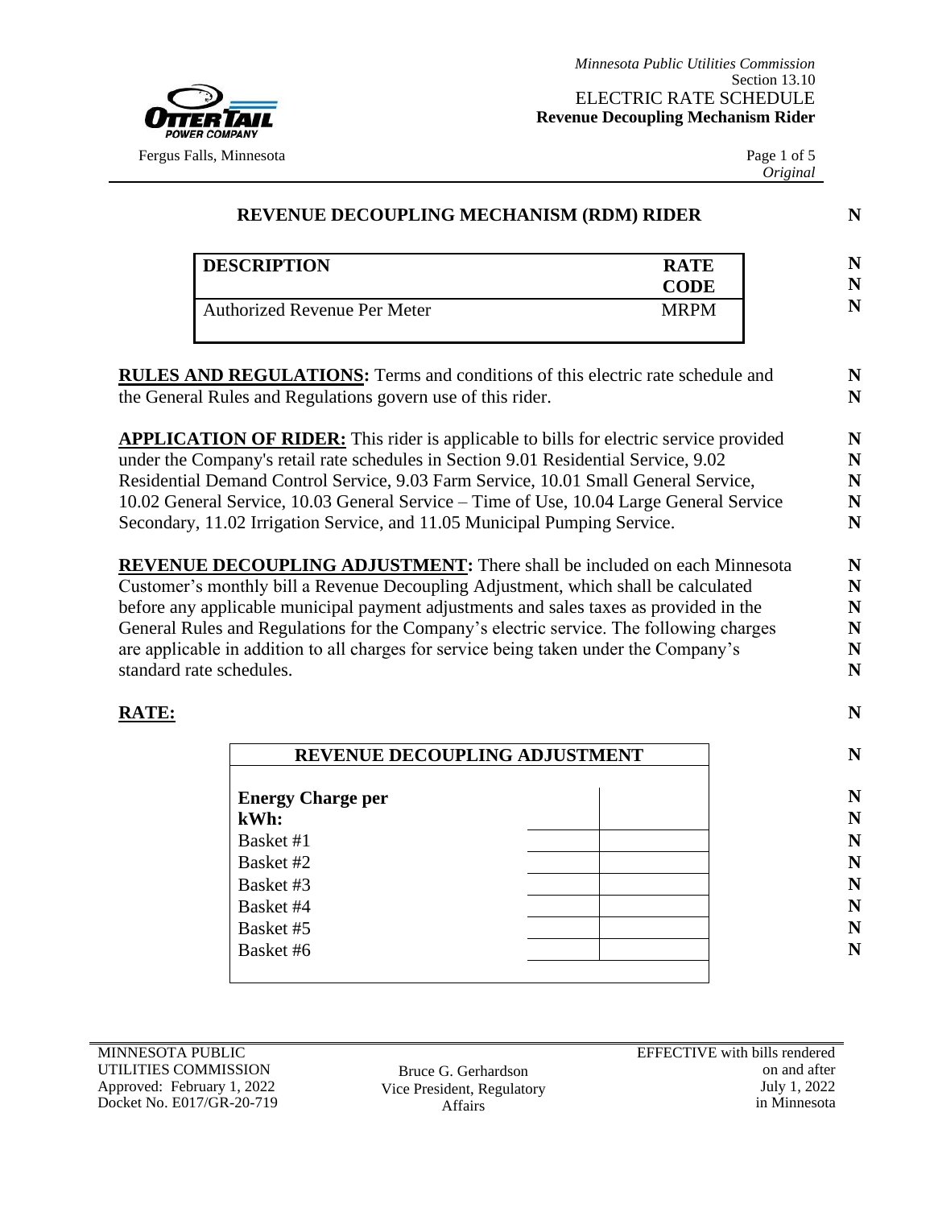## REVENUE DECOUPLING MECHANISM (RDM) RIDER

| DESCRIPTION | RATE CODE |
|---|---|
| Authorized Revenue Per Meter | MRPM |

**RULES AND REGULATIONS:** Terms and conditions of this electric rate schedule and the General Rules and Regulations govern use of this rider.

**APPLICATION OF RIDER:** This rider is applicable to bills for electric service provided under the Company's retail rate schedules in Section 9.01 Residential Service, 9.02 Residential Demand Control Service, 9.03 Farm Service, 10.01 Small General Service, 10.02 General Service, 10.03 General Service – Time of Use, 10.04 Large General Service Secondary, 11.02 Irrigation Service, and 11.05 Municipal Pumping Service.

**REVENUE DECOUPLING ADJUSTMENT:** There shall be included on each Minnesota Customer's monthly bill a Revenue Decoupling Adjustment, which shall be calculated before any applicable municipal payment adjustments and sales taxes as provided in the General Rules and Regulations for the Company's electric service. The following charges are applicable in addition to all charges for service being taken under the Company's standard rate schedules.

**RATE:**

| REVENUE DECOUPLING ADJUSTMENT | | |
|---|---|---|
| **Energy Charge per kWh:** | | |
| Basket #1 | | |
| Basket #2 | | |
| Basket #3 | | |
| Basket #4 | | |
| Basket #5 | | |
| Basket #6 | | |

MINNESOTA PUBLIC UTILITIES COMMISSION
Approved: February 1, 2022
Docket No. E017/GR-20-719

Bruce G. Gerhardson
Vice President, Regulatory Affairs

EFFECTIVE with bills rendered on and after July 1, 2022 in Minnesota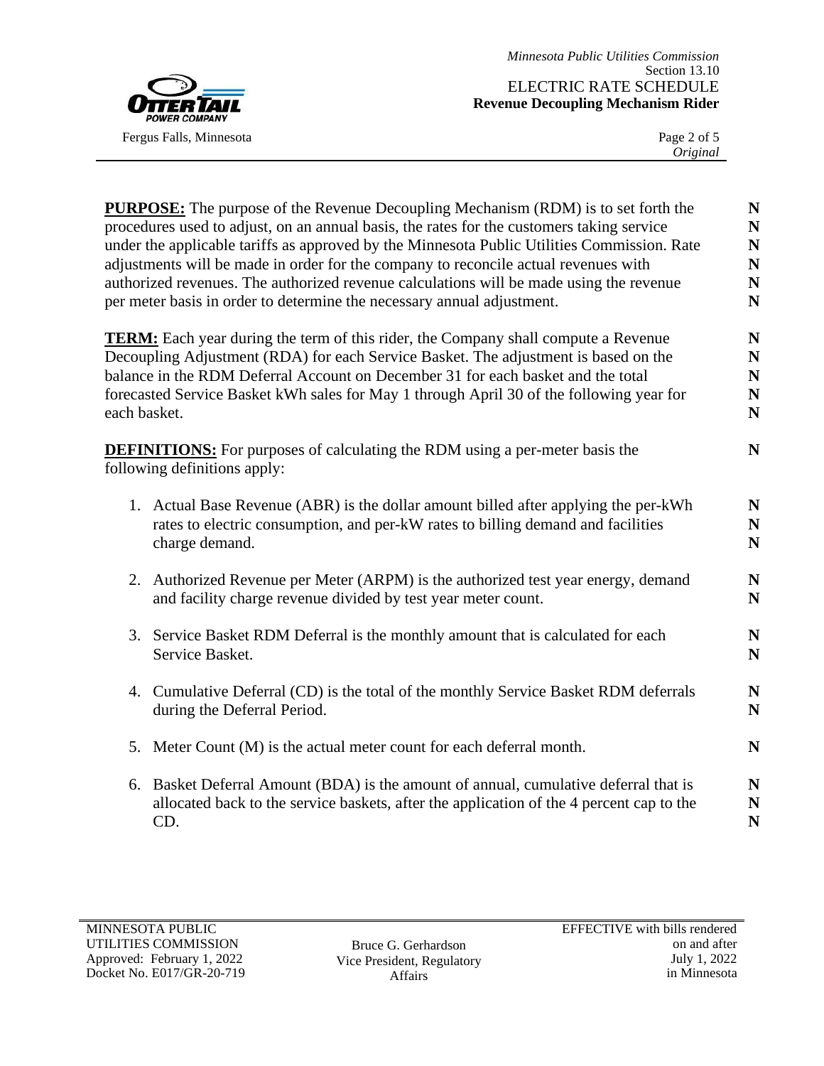**PURPOSE:** The purpose of the Revenue Decoupling Mechanism (RDM) is to set forth the procedures used to adjust, on an annual basis, the rates for the customers taking service under the applicable tariffs as approved by the Minnesota Public Utilities Commission. Rate adjustments will be made in order for the company to reconcile actual revenues with authorized revenues. The authorized revenue calculations will be made using the revenue per meter basis in order to determine the necessary annual adjustment.

**TERM:** Each year during the term of this rider, the Company shall compute a Revenue Decoupling Adjustment (RDA) for each Service Basket. The adjustment is based on the balance in the RDM Deferral Account on December 31 for each basket and the total forecasted Service Basket kWh sales for May 1 through April 30 of the following year for each basket.

**DEFINITIONS:** For purposes of calculating the RDM using a per-meter basis the following definitions apply:

1. Actual Base Revenue (ABR) is the dollar amount billed after applying the per-kWh rates to electric consumption, and per-kW rates to billing demand and facilities charge demand.
2. Authorized Revenue per Meter (ARPM) is the authorized test year energy, demand and facility charge revenue divided by test year meter count.
3. Service Basket RDM Deferral is the monthly amount that is calculated for each Service Basket.
4. Cumulative Deferral (CD) is the total of the monthly Service Basket RDM deferrals during the Deferral Period.
5. Meter Count (M) is the actual meter count for each deferral month.
6. Basket Deferral Amount (BDA) is the amount of annual, cumulative deferral that is allocated back to the service baskets, after the application of the 4 percent cap to the CD.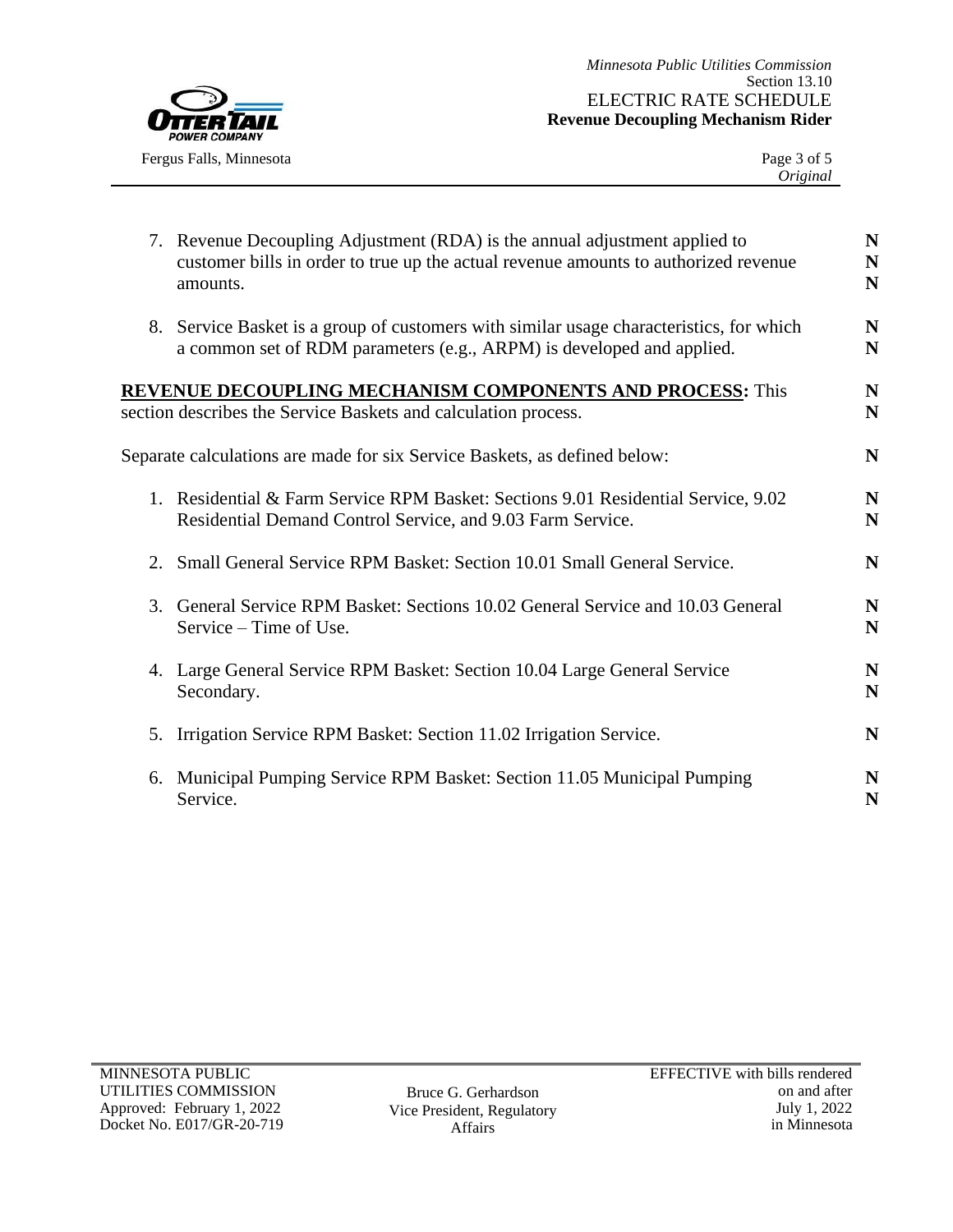7. Revenue Decoupling Adjustment (RDA) is the annual adjustment applied to customer bills in order to true up the actual revenue amounts to authorized revenue amounts.

8. Service Basket is a group of customers with similar usage characteristics, for which a common set of RDM parameters (e.g., ARPM) is developed and applied.

**REVENUE DECOUPLING MECHANISM COMPONENTS AND PROCESS:** This section describes the Service Baskets and calculation process.

Separate calculations are made for six Service Baskets, as defined below:

1. Residential & Farm Service RPM Basket: Sections 9.01 Residential Service, 9.02 Residential Demand Control Service, and 9.03 Farm Service.

2. Small General Service RPM Basket: Section 10.01 Small General Service.

3. General Service RPM Basket: Sections 10.02 General Service and 10.03 General Service – Time of Use.

4. Large General Service RPM Basket: Section 10.04 Large General Service Secondary.

5. Irrigation Service RPM Basket: Section 11.02 Irrigation Service.

6. Municipal Pumping Service RPM Basket: Section 11.05 Municipal Pumping Service.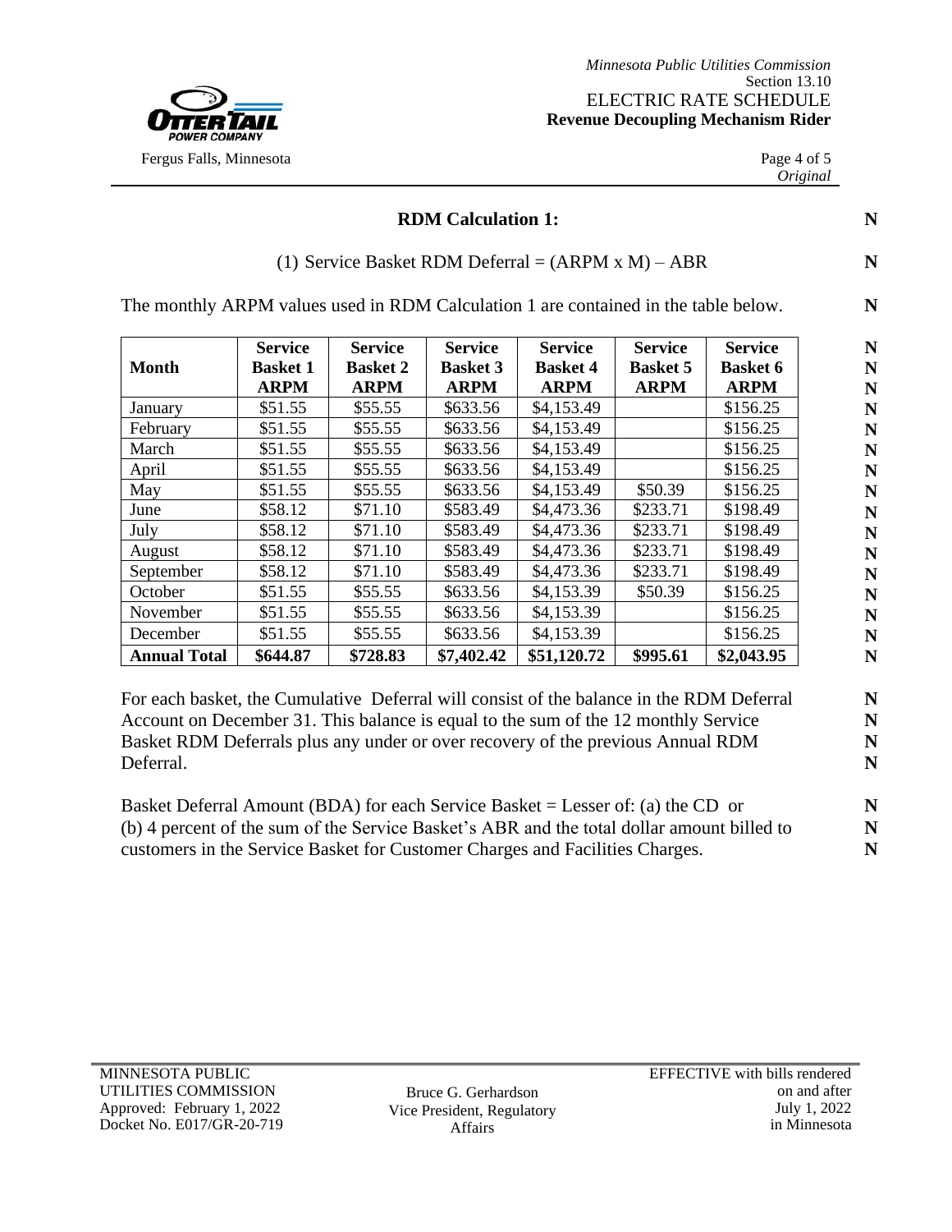**RDM Calculation 1:**

(1) Service Basket RDM Deferral = (ARPM x M) – ABR

The monthly ARPM values used in RDM Calculation 1 are contained in the table below.

| Month | Service Basket 1 ARPM | Service Basket 2 ARPM | Service Basket 3 ARPM | Service Basket 4 ARPM | Service Basket 5 ARPM | Service Basket 6 ARPM |
|---|---|---|---|---|---|---|
| January | $51.55 | $55.55 | $633.56 | $4,153.49 | | $156.25 |
| February | $51.55 | $55.55 | $633.56 | $4,153.49 | | $156.25 |
| March | $51.55 | $55.55 | $633.56 | $4,153.49 | | $156.25 |
| April | $51.55 | $55.55 | $633.56 | $4,153.49 | | $156.25 |
| May | $51.55 | $55.55 | $633.56 | $4,153.49 | $50.39 | $156.25 |
| June | $58.12 | $71.10 | $583.49 | $4,473.36 | $233.71 | $198.49 |
| July | $58.12 | $71.10 | $583.49 | $4,473.36 | $233.71 | $198.49 |
| August | $58.12 | $71.10 | $583.49 | $4,473.36 | $233.71 | $198.49 |
| September | $58.12 | $71.10 | $583.49 | $4,473.36 | $233.71 | $198.49 |
| October | $51.55 | $55.55 | $633.56 | $4,153.39 | $50.39 | $156.25 |
| November | $51.55 | $55.55 | $633.56 | $4,153.39 | | $156.25 |
| December | $51.55 | $55.55 | $633.56 | $4,153.39 | | $156.25 |
| **Annual Total** | **$644.87** | **$728.83** | **$7,402.42** | **$51,120.72** | **$995.61** | **$2,043.95** |

For each basket, the Cumulative Deferral will consist of the balance in the RDM Deferral Account on December 31. This balance is equal to the sum of the 12 monthly Service Basket RDM Deferrals plus any under or over recovery of the previous Annual RDM Deferral.

Basket Deferral Amount (BDA) for each Service Basket = Lesser of: (a) the CD or (b) 4 percent of the sum of the Service Basket's ABR and the total dollar amount billed to customers in the Service Basket for Customer Charges and Facilities Charges.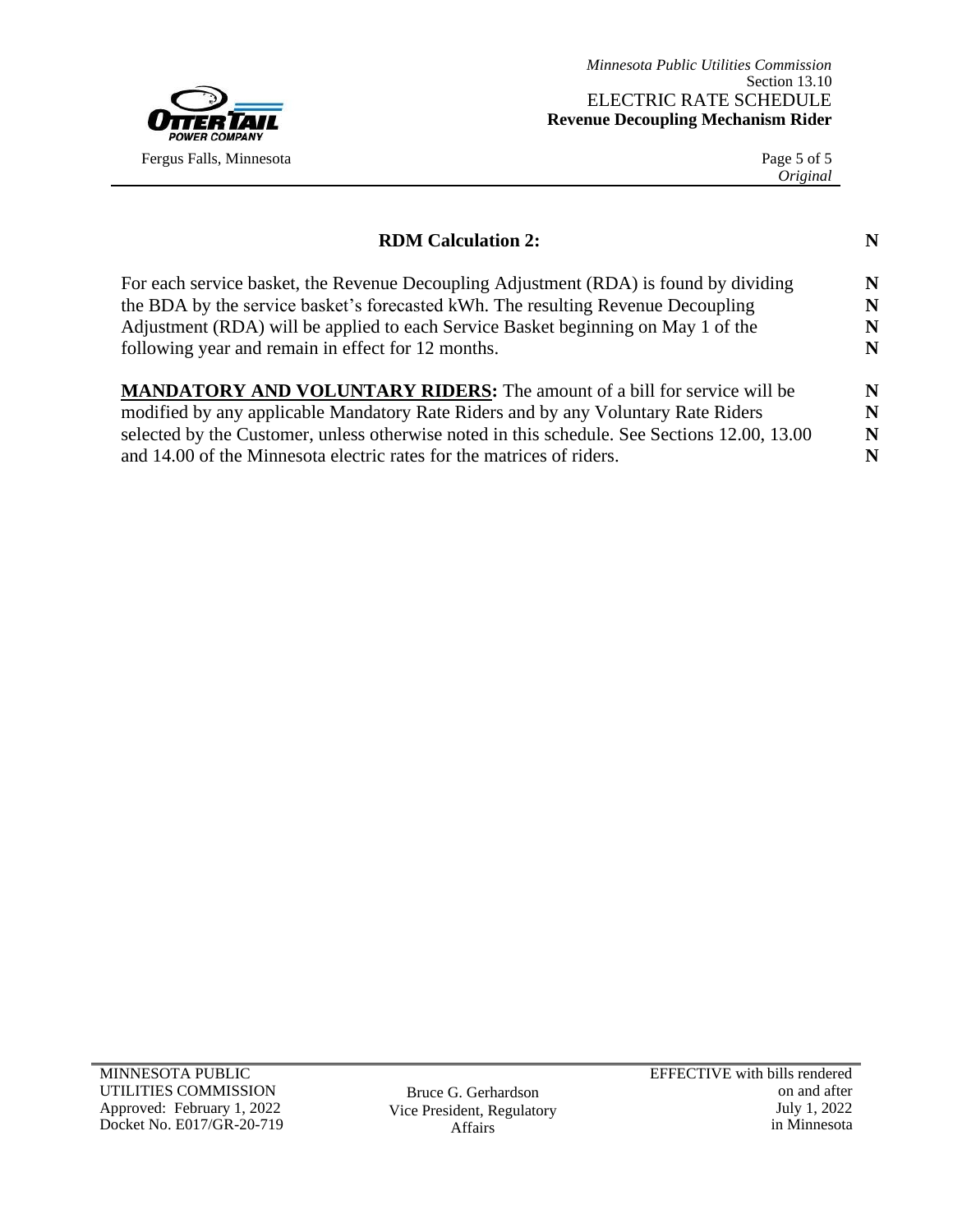## RDM Calculation 2:

For each service basket, the Revenue Decoupling Adjustment (RDA) is found by dividing the BDA by the service basket's forecasted kWh. The resulting Revenue Decoupling Adjustment (RDA) will be applied to each Service Basket beginning on May 1 of the following year and remain in effect for 12 months.

**MANDATORY AND VOLUNTARY RIDERS:** The amount of a bill for service will be modified by any applicable Mandatory Rate Riders and by any Voluntary Rate Riders selected by the Customer, unless otherwise noted in this schedule. See Sections 12.00, 13.00 and 14.00 of the Minnesota electric rates for the matrices of riders.